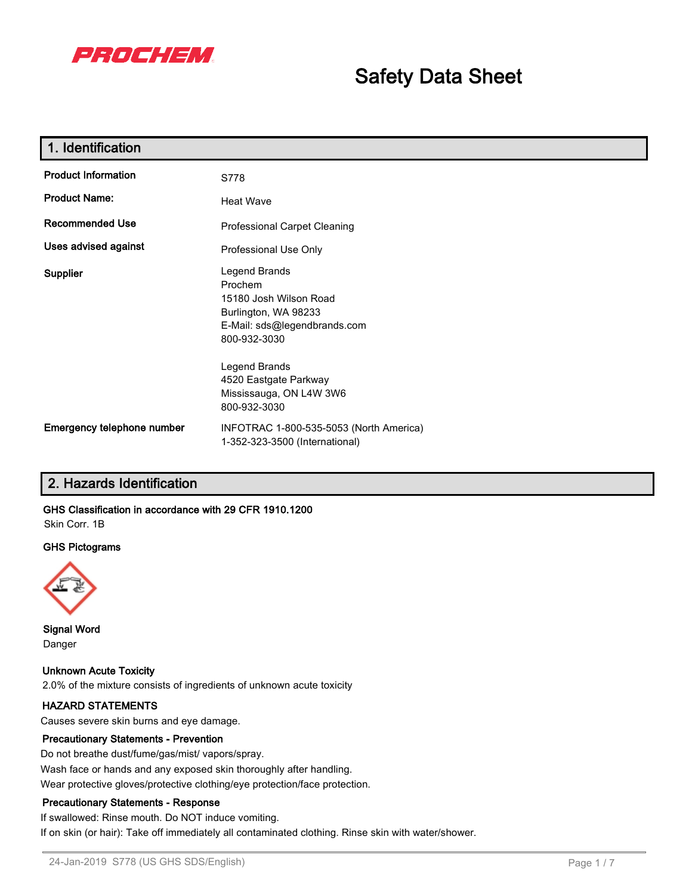PROCHEM

# Safety Data Sheet

## 1. Identification

| | |
|---|---|
| **Product Information** | S778 |
| **Product Name:** | Heat Wave |
| **Recommended Use** | Professional Carpet Cleaning |
| **Uses advised against** | Professional Use Only |
| **Supplier** | Legend Brands<br>Prochem<br>15180 Josh Wilson Road<br>Burlington, WA 98233<br>E-Mail: sds@legendbrands.com<br>800-932-3030<br><br>Legend Brands<br>4520 Eastgate Parkway<br>Mississauga, ON L4W 3W6<br>800-932-3030 |
| **Emergency telephone number** | INFOTRAC 1-800-535-5053 (North America)<br>1-352-323-3500 (International) |

## 2. Hazards Identification

**GHS Classification in accordance with 29 CFR 1910.1200**

Skin Corr. 1B

**GHS Pictograms**

**Signal Word**

Danger

**Unknown Acute Toxicity**

2.0% of the mixture consists of ingredients of unknown acute toxicity

**HAZARD STATEMENTS**

Causes severe skin burns and eye damage.

**Precautionary Statements - Prevention**

Do not breathe dust/fume/gas/mist/ vapors/spray.

Wash face or hands and any exposed skin thoroughly after handling.

Wear protective gloves/protective clothing/eye protection/face protection.

**Precautionary Statements - Response**

If swallowed: Rinse mouth. Do NOT induce vomiting.

If on skin (or hair): Take off immediately all contaminated clothing. Rinse skin with water/shower.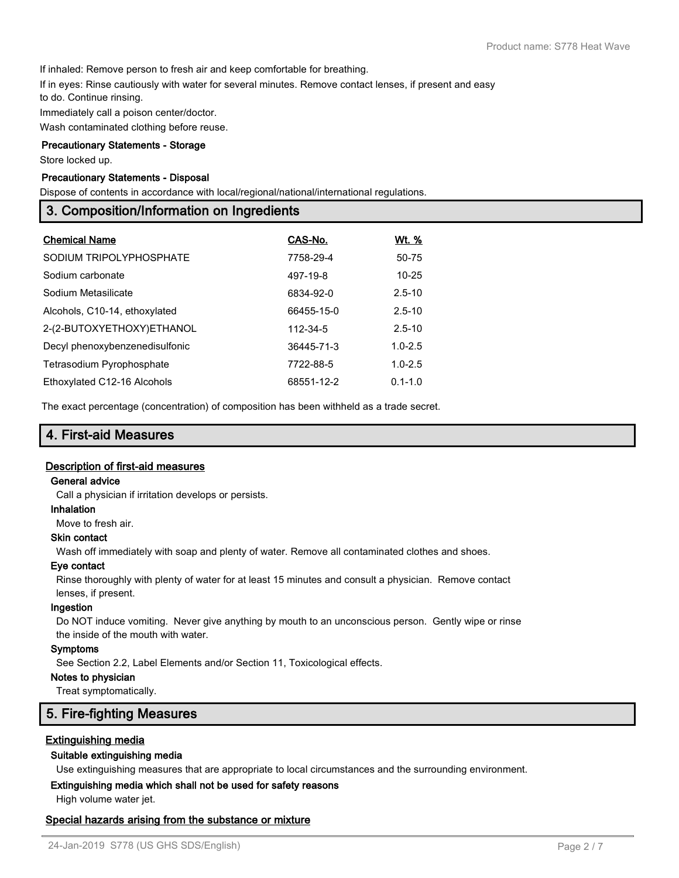If inhaled: Remove person to fresh air and keep comfortable for breathing.

If in eyes: Rinse cautiously with water for several minutes. Remove contact lenses, if present and easy to do. Continue rinsing.

Immediately call a poison center/doctor.

Wash contaminated clothing before reuse.

**Precautionary Statements - Storage**

Store locked up.

**Precautionary Statements - Disposal**

Dispose of contents in accordance with local/regional/national/international regulations.

## 3. Composition/Information on Ingredients

| Chemical Name | CAS-No. | Wt. % |
| --- | --- | --- |
| SODIUM TRIPOLYPHOSPHATE | 7758-29-4 | 50-75 |
| Sodium carbonate | 497-19-8 | 10-25 |
| Sodium Metasilicate | 6834-92-0 | 2.5-10 |
| Alcohols, C10-14, ethoxylated | 66455-15-0 | 2.5-10 |
| 2-(2-BUTOXYETHOXY)ETHANOL | 112-34-5 | 2.5-10 |
| Decyl phenoxybenzenedisulfonic | 36445-71-3 | 1.0-2.5 |
| Tetrasodium Pyrophosphate | 7722-88-5 | 1.0-2.5 |
| Ethoxylated C12-16 Alcohols | 68551-12-2 | 0.1-1.0 |

The exact percentage (concentration) of composition has been withheld as a trade secret.

## 4. First-aid Measures

### Description of first-aid measures

**General advice**

Call a physician if irritation develops or persists.

**Inhalation**

Move to fresh air.

**Skin contact**

Wash off immediately with soap and plenty of water. Remove all contaminated clothes and shoes.

**Eye contact**

Rinse thoroughly with plenty of water for at least 15 minutes and consult a physician. Remove contact lenses, if present.

**Ingestion**

Do NOT induce vomiting. Never give anything by mouth to an unconscious person. Gently wipe or rinse the inside of the mouth with water.

**Symptoms**

See Section 2.2, Label Elements and/or Section 11, Toxicological effects.

**Notes to physician**

Treat symptomatically.

## 5. Fire-fighting Measures

### Extinguishing media

**Suitable extinguishing media**

Use extinguishing measures that are appropriate to local circumstances and the surrounding environment.

**Extinguishing media which shall not be used for safety reasons**

High volume water jet.

### Special hazards arising from the substance or mixture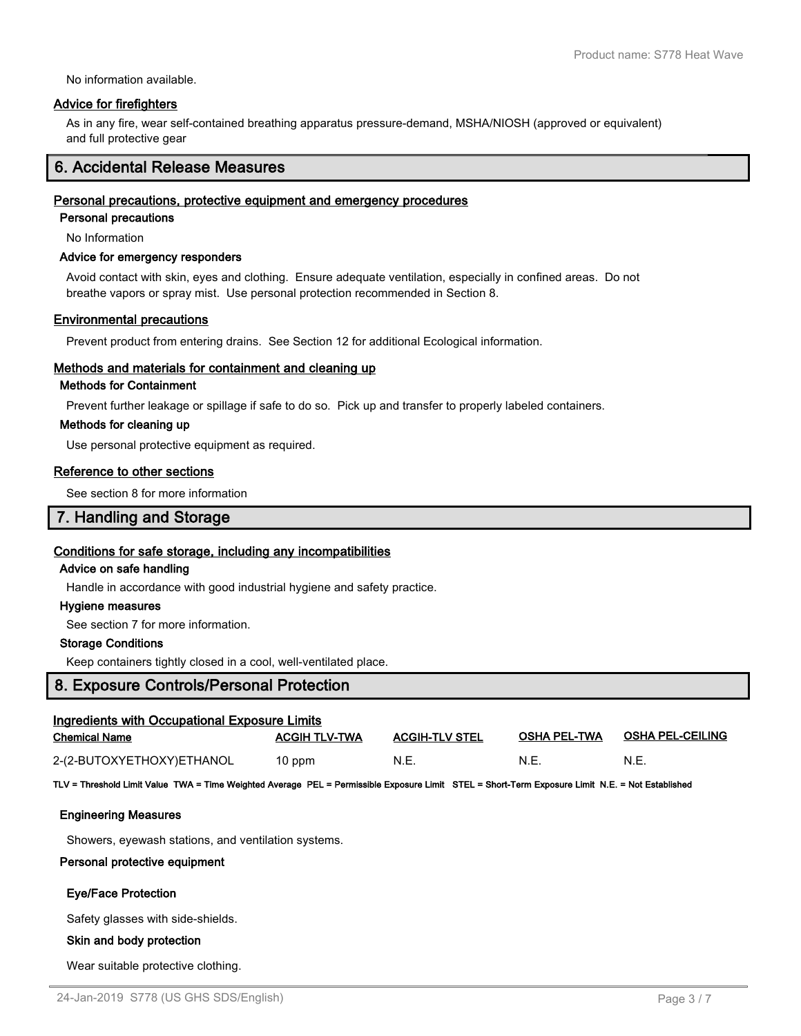No information available.

### Advice for firefighters

As in any fire, wear self-contained breathing apparatus pressure-demand, MSHA/NIOSH (approved or equivalent) and full protective gear

## 6. Accidental Release Measures

### Personal precautions, protective equipment and emergency procedures

**Personal precautions**

No Information

**Advice for emergency responders**

Avoid contact with skin, eyes and clothing. Ensure adequate ventilation, especially in confined areas. Do not breathe vapors or spray mist. Use personal protection recommended in Section 8.

### Environmental precautions

Prevent product from entering drains. See Section 12 for additional Ecological information.

### Methods and materials for containment and cleaning up

**Methods for Containment**

Prevent further leakage or spillage if safe to do so. Pick up and transfer to properly labeled containers.

**Methods for cleaning up**

Use personal protective equipment as required.

### Reference to other sections

See section 8 for more information

## 7. Handling and Storage

### Conditions for safe storage, including any incompatibilities

**Advice on safe handling**

Handle in accordance with good industrial hygiene and safety practice.

**Hygiene measures**

See section 7 for more information.

**Storage Conditions**

Keep containers tightly closed in a cool, well-ventilated place.

## 8. Exposure Controls/Personal Protection

### Ingredients with Occupational Exposure Limits

| Chemical Name | ACGIH TLV-TWA | ACGIH-TLV STEL | OSHA PEL-TWA | OSHA PEL-CEILING |
|---|---|---|---|---|
| 2-(2-BUTOXYETHOXY)ETHANOL | 10 ppm | N.E. | N.E. | N.E. |

**TLV = Threshold Limit Value TWA = Time Weighted Average PEL = Permissible Exposure Limit STEL = Short-Term Exposure Limit N.E. = Not Established**

**Engineering Measures**

Showers, eyewash stations, and ventilation systems.

**Personal protective equipment**

**Eye/Face Protection**

Safety glasses with side-shields.

**Skin and body protection**

Wear suitable protective clothing.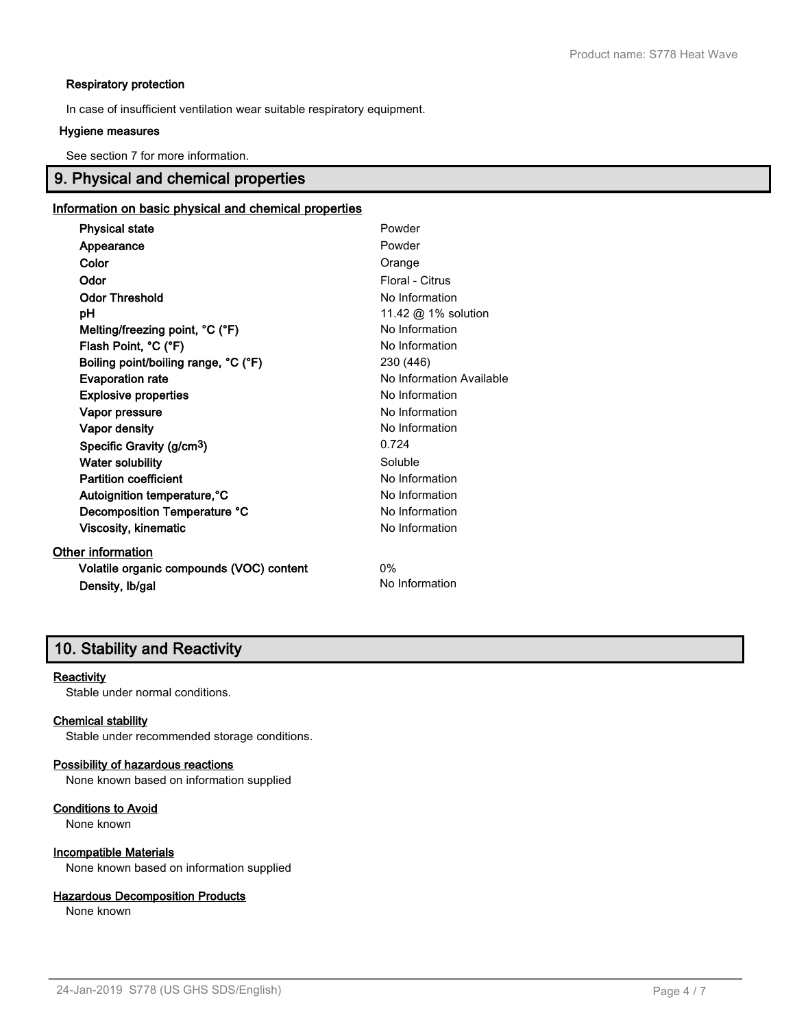#### Respiratory protection

In case of insufficient ventilation wear suitable respiratory equipment.

#### Hygiene measures

See section 7 for more information.

## 9. Physical and chemical properties

### Information on basic physical and chemical properties

| | |
|---|---|
| **Physical state** | Powder |
| **Appearance** | Powder |
| **Color** | Orange |
| **Odor** | Floral - Citrus |
| **Odor Threshold** | No Information |
| **pH** | 11.42 @ 1% solution |
| **Melting/freezing point, °C (°F)** | No Information |
| **Flash Point, °C (°F)** | No Information |
| **Boiling point/boiling range, °C (°F)** | 230 (446) |
| **Evaporation rate** | No Information Available |
| **Explosive properties** | No Information |
| **Vapor pressure** | No Information |
| **Vapor density** | No Information |
| **Specific Gravity (g/cm$^3$)** | 0.724 |
| **Water solubility** | Soluble |
| **Partition coefficient** | No Information |
| **Autoignition temperature,°C** | No Information |
| **Decomposition Temperature °C** | No Information |
| **Viscosity, kinematic** | No Information |

### Other information

| | |
|---|---|
| **Volatile organic compounds (VOC) content** | 0% |
| **Density, lb/gal** | No Information |

## 10. Stability and Reactivity

### Reactivity

Stable under normal conditions.

### Chemical stability

Stable under recommended storage conditions.

### Possibility of hazardous reactions

None known based on information supplied

### Conditions to Avoid

None known

### Incompatible Materials

None known based on information supplied

### Hazardous Decomposition Products

None known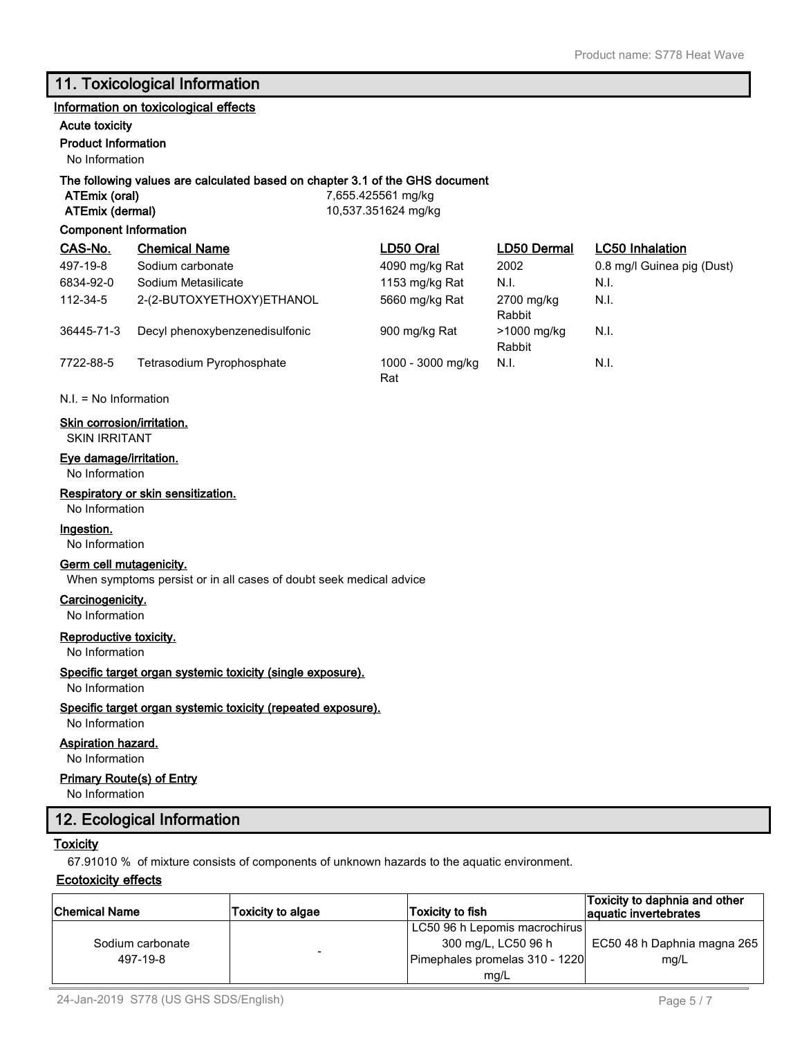## 11. Toxicological Information

### Information on toxicological effects

**Acute toxicity**

**Product Information**

No Information

**The following values are calculated based on chapter 3.1 of the GHS document**

| | |
|---|---|
| **ATEmix (oral)** | 7,655.425561 mg/kg |
| **ATEmix (dermal)** | 10,537.351624 mg/kg |

**Component Information**

| CAS-No. | Chemical Name | LD50 Oral | LD50 Dermal | LC50 Inhalation |
|---|---|---|---|---|
| 497-19-8 | Sodium carbonate | 4090 mg/kg Rat | 2002 | 0.8 mg/l Guinea pig (Dust) |
| 6834-92-0 | Sodium Metasilicate | 1153 mg/kg Rat | N.I. | N.I. |
| 112-34-5 | 2-(2-BUTOXYETHOXY)ETHANOL | 5660 mg/kg Rat | 2700 mg/kg Rabbit | N.I. |
| 36445-71-3 | Decyl phenoxybenzenedisulfonic | 900 mg/kg Rat | >1000 mg/kg Rabbit | N.I. |
| 7722-88-5 | Tetrasodium Pyrophosphate | 1000 - 3000 mg/kg Rat | N.I. | N.I. |

N.I. = No Information

**Skin corrosion/irritation.**

SKIN IRRITANT

**Eye damage/irritation.**

No Information

**Respiratory or skin sensitization.**

No Information

**Ingestion.**

No Information

**Germ cell mutagenicity.**

When symptoms persist or in all cases of doubt seek medical advice

**Carcinogenicity.**

No Information

**Reproductive toxicity.**

No Information

**Specific target organ systemic toxicity (single exposure).**

No Information

**Specific target organ systemic toxicity (repeated exposure).**

No Information

**Aspiration hazard.**

No Information

**Primary Route(s) of Entry**

No Information

## 12. Ecological Information

### Toxicity

67.91010 % of mixture consists of components of unknown hazards to the aquatic environment.

### Ecotoxicity effects

| Chemical Name | Toxicity to algae | Toxicity to fish | Toxicity to daphnia and other aquatic invertebrates |
|---|---|---|---|
| Sodium carbonate 497-19-8 | - | LC50 96 h Lepomis macrochirus 300 mg/L, LC50 96 h Pimephales promelas 310 - 1220 mg/L | EC50 48 h Daphnia magna 265 mg/L |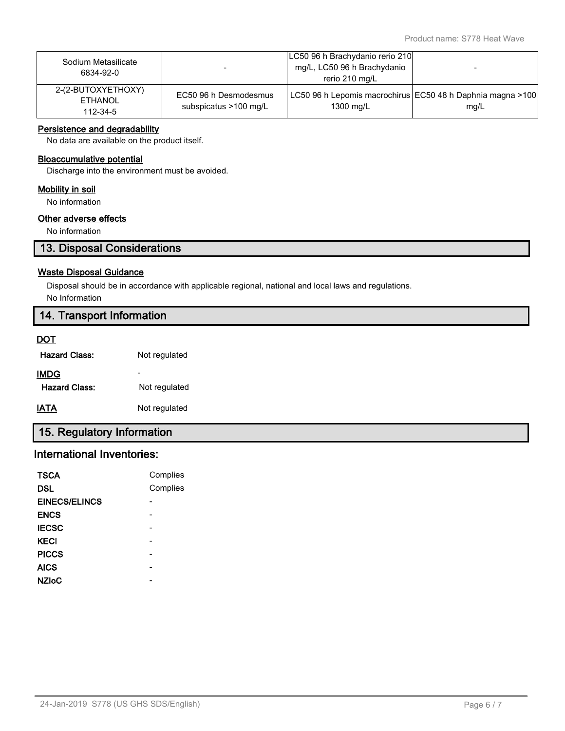| Sodium Metasilicate 6834-92-0 | - | LC50 96 h Brachydanio rerio 210 mg/L, LC50 96 h Brachydanio rerio 210 mg/L | - |
|---|---|---|---|
| 2-(2-BUTOXYETHOXY) ETHANOL 112-34-5 | EC50 96 h Desmodesmus subspicatus >100 mg/L | LC50 96 h Lepomis macrochirus 1300 mg/L | EC50 48 h Daphnia magna >100 mg/L |

### Persistence and degradability

No data are available on the product itself.

### Bioaccumulative potential

Discharge into the environment must be avoided.

### Mobility in soil

No information

### Other adverse effects

No information

## 13. Disposal Considerations

### Waste Disposal Guidance

Disposal should be in accordance with applicable regional, national and local laws and regulations.

No Information

## 14. Transport Information

### DOT

**Hazard Class:** Not regulated

### IMDG

-

**Hazard Class:** Not regulated

### IATA

Not regulated

## 15. Regulatory Information

## International Inventories:

| | |
|---|---|
| **TSCA** | Complies |
| **DSL** | Complies |
| **EINECS/ELINCS** | - |
| **ENCS** | - |
| **IECSC** | - |
| **KECI** | - |
| **PICCS** | - |
| **AICS** | - |
| **NZIoC** | - |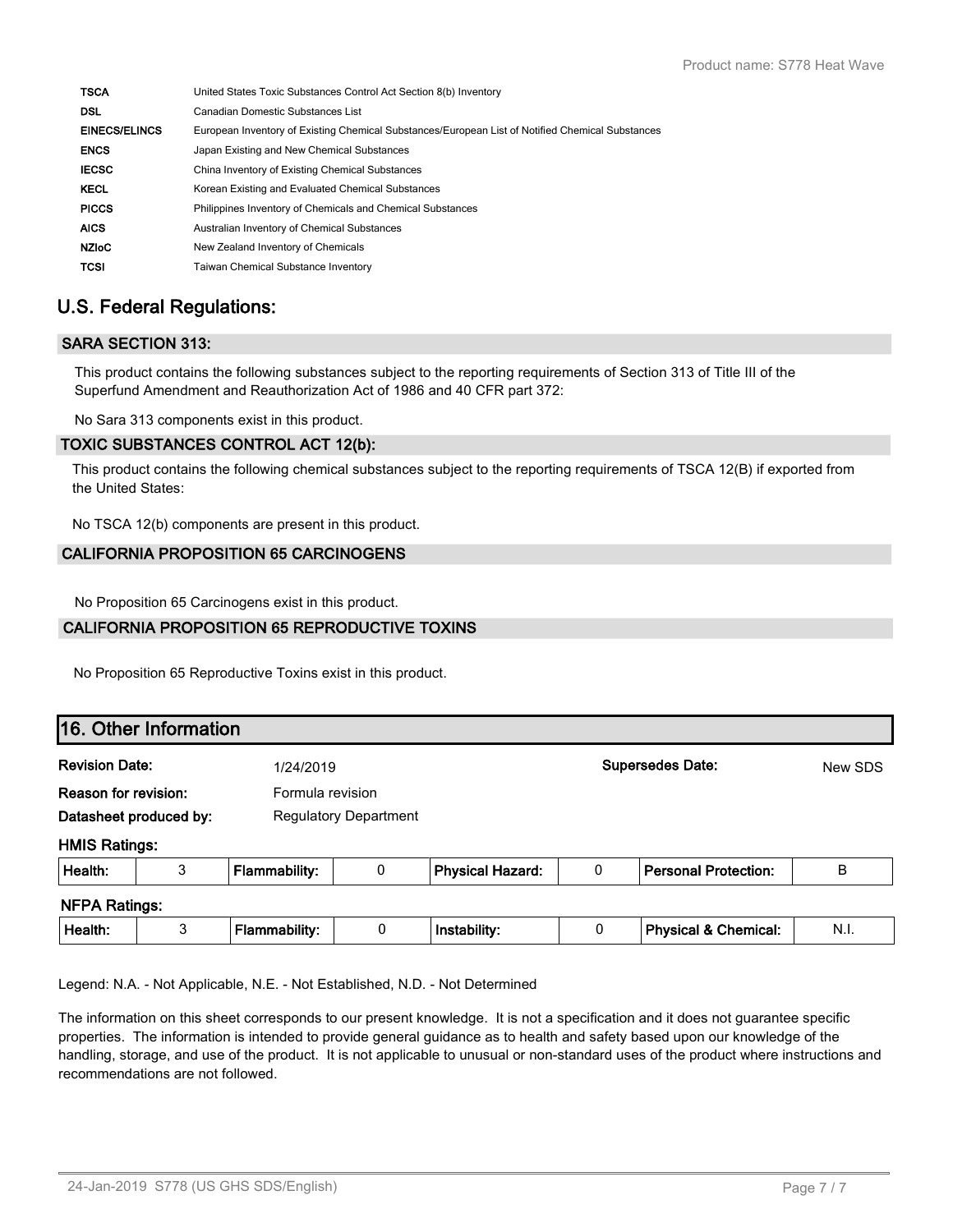| | |
|---|---|
| **TSCA** | United States Toxic Substances Control Act Section 8(b) Inventory |
| **DSL** | Canadian Domestic Substances List |
| **EINECS/ELINCS** | European Inventory of Existing Chemical Substances/European List of Notified Chemical Substances |
| **ENCS** | Japan Existing and New Chemical Substances |
| **IECSC** | China Inventory of Existing Chemical Substances |
| **KECL** | Korean Existing and Evaluated Chemical Substances |
| **PICCS** | Philippines Inventory of Chemicals and Chemical Substances |
| **AICS** | Australian Inventory of Chemical Substances |
| **NZIoC** | New Zealand Inventory of Chemicals |
| **TCSI** | Taiwan Chemical Substance Inventory |

## U.S. Federal Regulations:

### SARA SECTION 313:

This product contains the following substances subject to the reporting requirements of Section 313 of Title III of the Superfund Amendment and Reauthorization Act of 1986 and 40 CFR part 372:

No Sara 313 components exist in this product.

### TOXIC SUBSTANCES CONTROL ACT 12(b):

This product contains the following chemical substances subject to the reporting requirements of TSCA 12(B) if exported from the United States:

No TSCA 12(b) components are present in this product.

### CALIFORNIA PROPOSITION 65 CARCINOGENS

No Proposition 65 Carcinogens exist in this product.

### CALIFORNIA PROPOSITION 65 REPRODUCTIVE TOXINS

No Proposition 65 Reproductive Toxins exist in this product.

## 16. Other Information

**Revision Date:** 1/24/2019 **Supersedes Date:** New SDS

**Reason for revision:** Formula revision

**Datasheet produced by:** Regulatory Department

**HMIS Ratings:**

| | | | | | | | |
|---|---|---|---|---|---|---|---|
| **Health:** | 3 | **Flammability:** | 0 | **Physical Hazard:** | 0 | **Personal Protection:** | B |

**NFPA Ratings:**

| | | | | | | | |
|---|---|---|---|---|---|---|---|
| **Health:** | 3 | **Flammability:** | 0 | **Instability:** | 0 | **Physical & Chemical:** | N.I. |

Legend: N.A. - Not Applicable, N.E. - Not Established, N.D. - Not Determined

The information on this sheet corresponds to our present knowledge. It is not a specification and it does not guarantee specific properties. The information is intended to provide general guidance as to health and safety based upon our knowledge of the handling, storage, and use of the product. It is not applicable to unusual or non-standard uses of the product where instructions and recommendations are not followed.